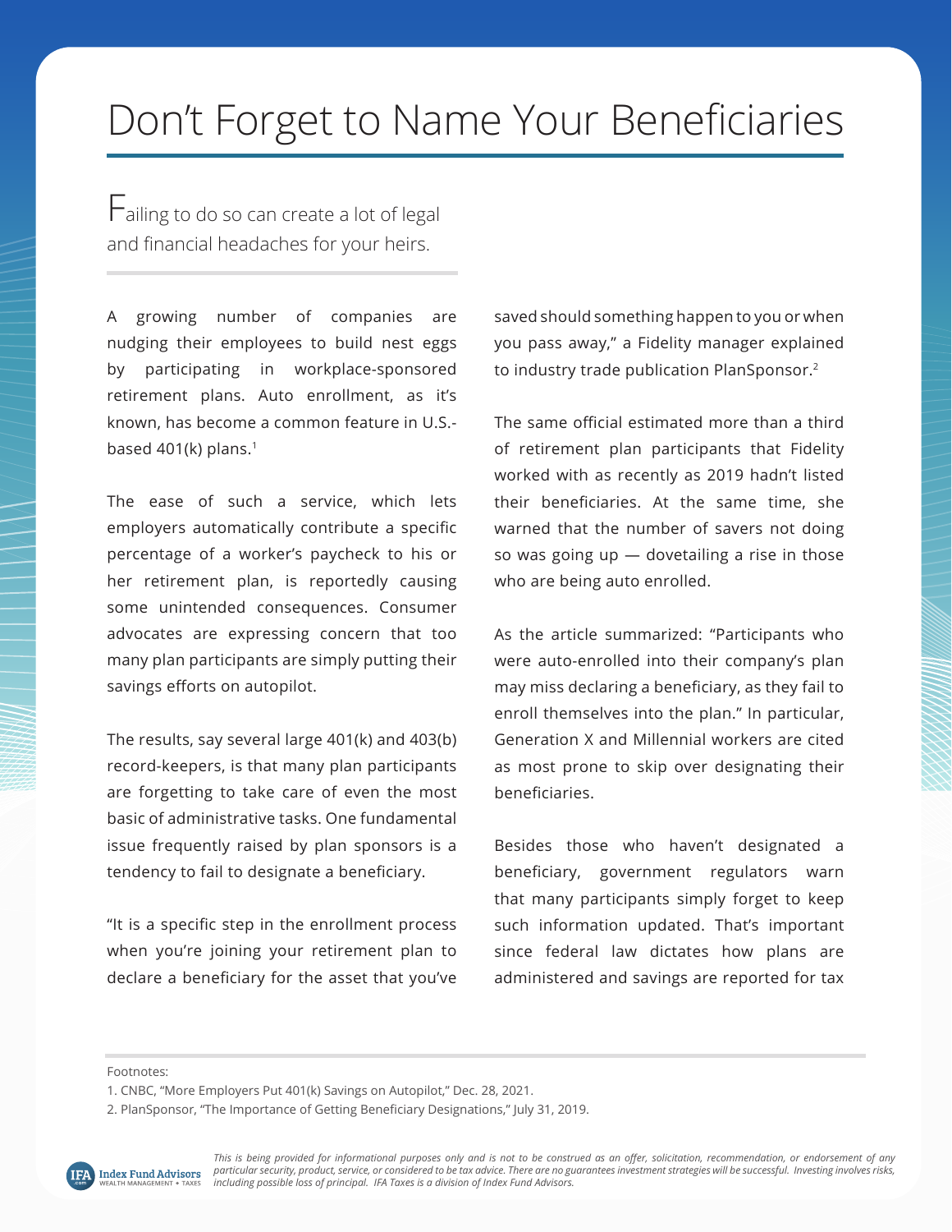# Don't Forget to Name Your Beneficiaries

Failing to do so can create a lot of legal and financial headaches for your heirs.

A growing number of companies are nudging their employees to build nest eggs by participating in workplace-sponsored retirement plans. Auto enrollment, as it's known, has become a common feature in U.S.-based 401(k) plans.[1]

The ease of such a service, which lets employers automatically contribute a specific percentage of a worker's paycheck to his or her retirement plan, is reportedly causing some unintended consequences. Consumer advocates are expressing concern that too many plan participants are simply putting their savings efforts on autopilot.

The results, say several large 401(k) and 403(b) record-keepers, is that many plan participants are forgetting to take care of even the most basic of administrative tasks. One fundamental issue frequently raised by plan sponsors is a tendency to fail to designate a beneficiary.

"It is a specific step in the enrollment process when you're joining your retirement plan to declare a beneficiary for the asset that you've saved should something happen to you or when you pass away," a Fidelity manager explained to industry trade publication PlanSponsor.[2]

The same official estimated more than a third of retirement plan participants that Fidelity worked with as recently as 2019 hadn't listed their beneficiaries. At the same time, she warned that the number of savers not doing so was going up — dovetailing a rise in those who are being auto enrolled.

As the article summarized: "Participants who were auto-enrolled into their company's plan may miss declaring a beneficiary, as they fail to enroll themselves into the plan." In particular, Generation X and Millennial workers are cited as most prone to skip over designating their beneficiaries.

Besides those who haven't designated a beneficiary, government regulators warn that many participants simply forget to keep such information updated. That's important since federal law dictates how plans are administered and savings are reported for tax

Footnotes:

1. CNBC, "More Employers Put 401(k) Savings on Autopilot," Dec. 28, 2021.
2. PlanSponsor, "The Importance of Getting Beneficiary Designations," July 31, 2019.

*This is being provided for informational purposes only and is not to be construed as an offer, solicitation, recommendation, or endorsement of any particular security, product, service, or considered to be tax advice. There are no guarantees investment strategies will be successful. Investing involves risks, including possible loss of principal. IFA Taxes is a division of Index Fund Advisors.*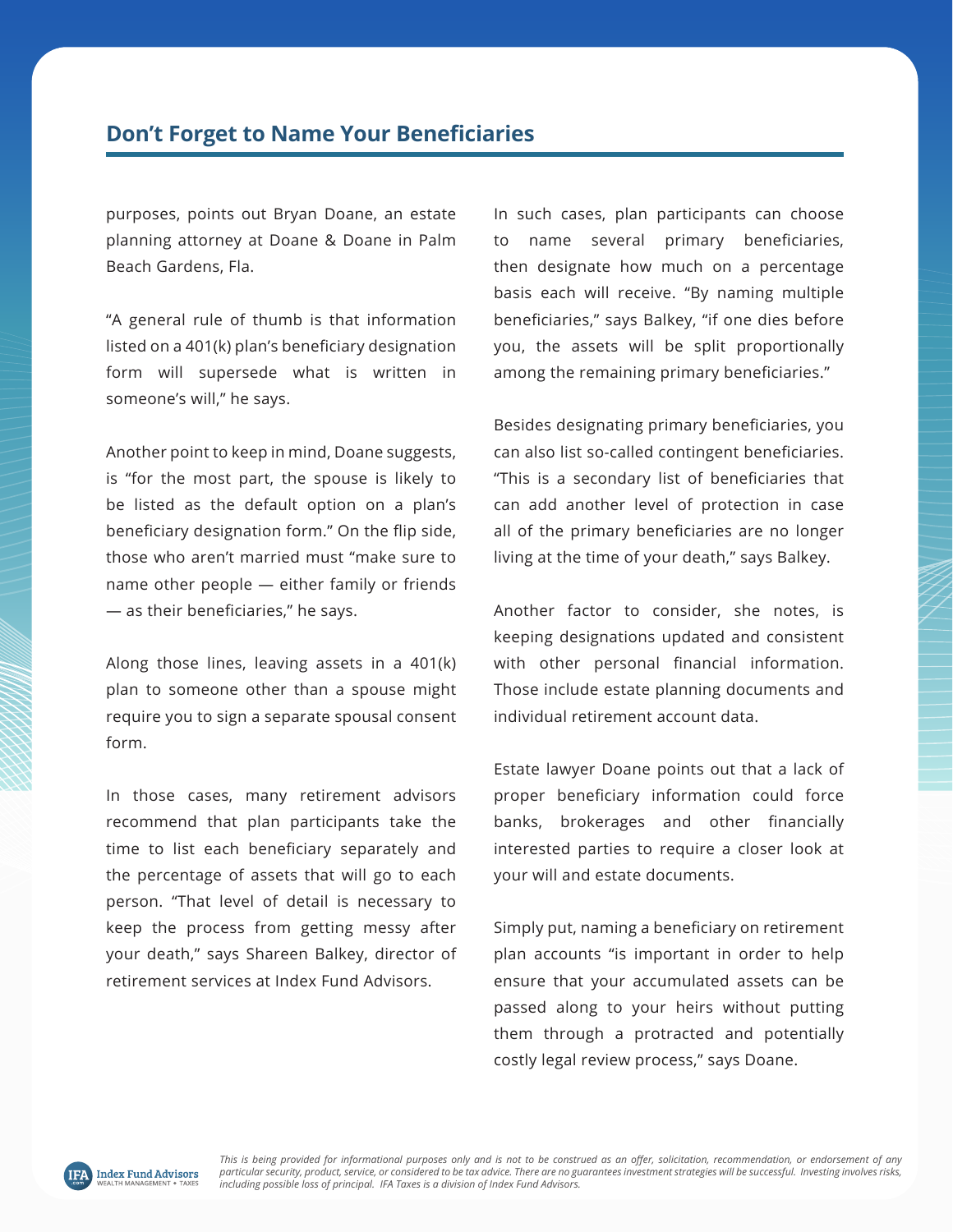## Don't Forget to Name Your Beneficiaries

purposes, points out Bryan Doane, an estate planning attorney at Doane & Doane in Palm Beach Gardens, Fla.

"A general rule of thumb is that information listed on a 401(k) plan's beneficiary designation form will supersede what is written in someone's will," he says.

Another point to keep in mind, Doane suggests, is "for the most part, the spouse is likely to be listed as the default option on a plan's beneficiary designation form." On the flip side, those who aren't married must "make sure to name other people — either family or friends — as their beneficiaries," he says.

Along those lines, leaving assets in a 401(k) plan to someone other than a spouse might require you to sign a separate spousal consent form.

In those cases, many retirement advisors recommend that plan participants take the time to list each beneficiary separately and the percentage of assets that will go to each person. "That level of detail is necessary to keep the process from getting messy after your death," says Shareen Balkey, director of retirement services at Index Fund Advisors.

In such cases, plan participants can choose to name several primary beneficiaries, then designate how much on a percentage basis each will receive. "By naming multiple beneficiaries," says Balkey, "if one dies before you, the assets will be split proportionally among the remaining primary beneficiaries."

Besides designating primary beneficiaries, you can also list so-called contingent beneficiaries. "This is a secondary list of beneficiaries that can add another level of protection in case all of the primary beneficiaries are no longer living at the time of your death," says Balkey.

Another factor to consider, she notes, is keeping designations updated and consistent with other personal financial information. Those include estate planning documents and individual retirement account data.

Estate lawyer Doane points out that a lack of proper beneficiary information could force banks, brokerages and other financially interested parties to require a closer look at your will and estate documents.

Simply put, naming a beneficiary on retirement plan accounts "is important in order to help ensure that your accumulated assets can be passed along to your heirs without putting them through a protracted and potentially costly legal review process," says Doane.

*This is being provided for informational purposes only and is not to be construed as an offer, solicitation, recommendation, or endorsement of any particular security, product, service, or considered to be tax advice. There are no guarantees investment strategies will be successful. Investing involves risks, including possible loss of principal. IFA Taxes is a division of Index Fund Advisors.*